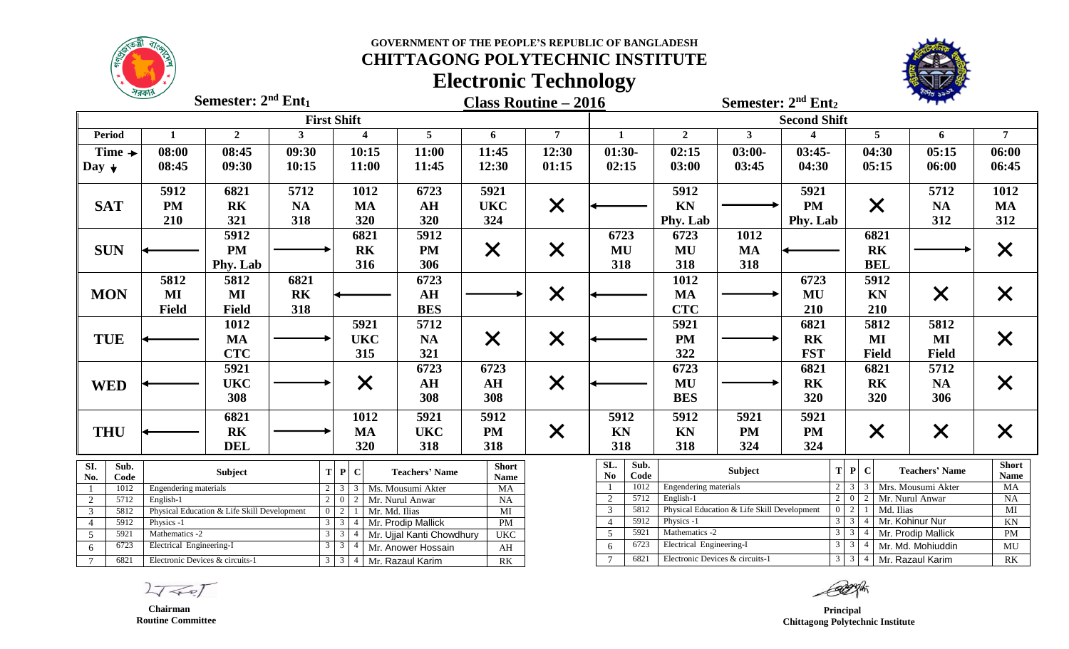# GOVERNMENT OF THE PEOPLE'S REPUBLIC OF BANGLADESH

# CHITTAGONG POLYTECHNIC INSTITUTE

# Electronic Technology

**Semester: 2nd Ent1** | **Class Routine – 2016** | **Semester: 2nd Ent2**

| | First Shift | | | | | | | | Second Shift | | | | | | | |
|---|---|---|---|---|---|---|---|---|---|---|---|---|---|---|---|---|
| **Period** | **1** | **2** | **3** | **4** | **5** | **6** | **7** | **1** | **2** | **3** | **4** | **5** | **6** | **7** |
| **Time → / Day ↓** | 08:00 08:45 | 08:45 09:30 | 09:30 10:15 | 10:15 11:00 | 11:00 11:45 | 11:45 12:30 | 12:30 01:15 | 01:30- 02:15 | 02:15 03:00 | 03:00- 03:45 | 03:45- 04:30 | 04:30 05:15 | 05:15 06:00 | 06:00 06:45 |
| **SAT** | 5912 PM 210 | 6821 RK 321 | 5712 NA 318 | 1012 MA 320 | 6723 AH 320 | 5921 UKC 324 | X | ← | 5912 KN Phy. Lab | → | 5921 PM Phy. Lab | X | 5712 NA 312 | 1012 MA 312 |
| **SUN** | ← | 5912 PM Phy. Lab | → | 6821 RK 316 | 5912 PM 306 | X | X | 6723 MU 318 | 6723 MU 318 | 1012 MA 318 | ← | 6821 RK BEL | → | X |
| **MON** | 5812 MI Field | 5812 MI Field | 6821 RK 318 | ← | 6723 AH BES | → | X | ← | 1012 MA CTC | → | 6723 MU 210 | 5912 KN 210 | X | X |
| **TUE** | ← | 1012 MA CTC | → | 5921 UKC 315 | 5712 NA 321 | X | X | ← | 5921 PM 322 | → | 6821 RK FST | 5812 MI Field | 5812 MI Field | X |
| **WED** | ← | 5921 UKC 308 | → | X | 6723 AH 308 | 6723 AH 308 | X | ← | 6723 MU BES | → | 6821 RK 320 | 6821 RK 320 | 5712 NA 306 | X |
| **THU** | ← | 6821 RK DEL | → | 1012 MA 320 | 5921 UKC 318 | 5912 PM 318 | X | 5912 KN 318 | 5912 KN 318 | 5921 PM 324 | 5921 PM 324 | X | X | X |

**First Shift (Ent1)**

| Sl. No. | Sub. Code | Subject | T | P | C | Teachers' Name | Short Name |
|---|---|---|---|---|---|---|---|
| 1 | 1012 | Engendering materials | 2 | 3 | 3 | Ms. Mousumi Akter | MA |
| 2 | 5712 | English-1 | 2 | 0 | 2 | Mr. Nurul Anwar | NA |
| 3 | 5812 | Physical Education & Life Skill Development | 0 | 2 | 1 | Mr. Md. Ilias | MI |
| 4 | 5912 | Physics -1 | 3 | 3 | 4 | Mr. Prodip Mallick | PM |
| 5 | 5921 | Mathematics -2 | 3 | 3 | 4 | Mr. Ujjal Kanti Chowdhury | UKC |
| 6 | 6723 | Electrical Engineering-I | 3 | 3 | 4 | Mr. Anower Hossain | AH |
| 7 | 6821 | Electronic Devices & circuits-1 | 3 | 3 | 4 | Mr. Razaul Karim | RK |

**Second Shift (Ent2)**

| SL. No | Sub. Code | Subject | T | P | C | Teachers' Name | Short Name |
|---|---|---|---|---|---|---|---|
| 1 | 1012 | Engendering materials | 2 | 3 | 3 | Mrs. Mousumi Akter | MA |
| 2 | 5712 | English-1 | 2 | 0 | 2 | Mr. Nurul Anwar | NA |
| 3 | 5812 | Physical Education & Life Skill Development | 0 | 2 | 1 | Md. Ilias | MI |
| 4 | 5912 | Physics -1 | 3 | 3 | 4 | Mr. Kohinur Nur | KN |
| 5 | 5921 | Mathematics -2 | 3 | 3 | 4 | Mr. Prodip Mallick | PM |
| 6 | 6723 | Electrical Engineering-I | 3 | 3 | 4 | Mr. Md. Mohiuddin | MU |
| 7 | 6821 | Electronic Devices & circuits-1 | 3 | 3 | 4 | Mr. Razaul Karim | RK |

**Chairman**
**Routine Committee**

**Principal**
**Chittagong Polytechnic Institute**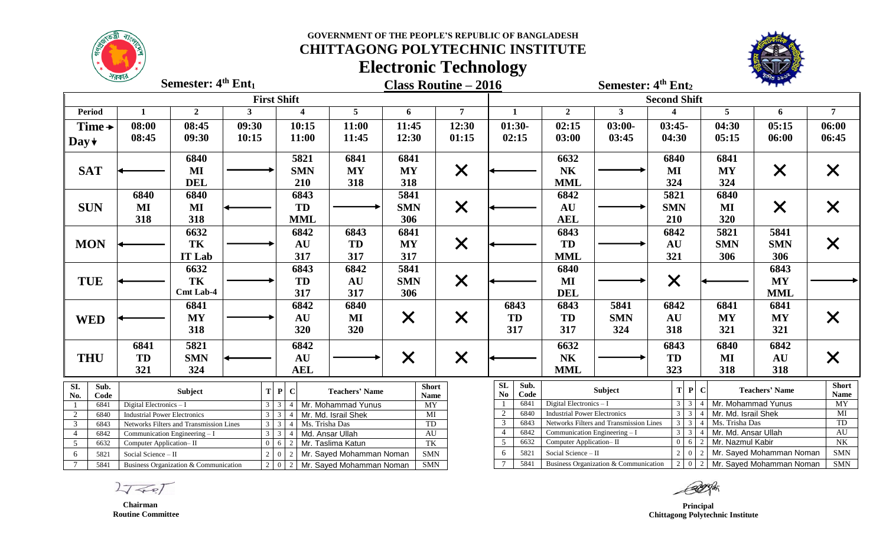GOVERNMENT OF THE PEOPLE'S REPUBLIC OF BANGLADESH

# CHITTAGONG POLYTECHNIC INSTITUTE

## Electronic Technology

**Semester: 4th Ent1** | **Class Routine – 2016** | **Semester: 4th Ent2**

| | First Shift | | | | | | | | Second Shift | | | | | | |
|---|---|---|---|---|---|---|---|---|---|---|---|---|---|---|---|
| **Period** | **1** | **2** | **3** | **4** | **5** | **6** | **7** | **1** | **2** | **3** | **4** | **5** | **6** | **7** |
| **Time → Day ↓** | 08:00 08:45 | 08:45 09:30 | 09:30 10:15 | 10:15 11:00 | 11:00 11:45 | 11:45 12:30 | 12:30 01:15 | 01:30- 02:15 | 02:15 03:00 | 03:00- 03:45 | 03:45- 04:30 | 04:30 05:15 | 05:15 06:00 | 06:00 06:45 |
| **SAT** | ← | 6840 MI DEL | → | 5821 SMN 210 | 6841 MY 318 | 6841 MY 318 | ✕ | ← | 6632 NK MML | → | 6840 MI 324 | 6841 MY 324 | ✕ | ✕ |
| **SUN** | 6840 MI 318 | 6840 MI 318 | ← | 6843 TD MML | → | 5841 SMN 306 | ✕ | ← | 6842 AU AEL | → | 5821 SMN 210 | 6840 MI 320 | ✕ | ✕ |
| **MON** | ← | 6632 TK IT Lab | → | 6842 AU 317 | 6843 TD 317 | 6841 MY 317 | ✕ | ← | 6843 TD MML | → | 6842 AU 321 | 5821 SMN 306 | 5841 SMN 306 | ✕ |
| **TUE** | ← | 6632 TK Cmt Lab-4 | → | 6843 TD 317 | 6842 AU 317 | 5841 SMN 306 | ✕ | ← | 6840 MI DEL | → | ✕ | ← | 6843 MY MML | → |
| **WED** | ← | 6841 MY 318 | → | 6842 AU 320 | 6840 MI 320 | ✕ | ✕ | 6843 TD 317 | 6843 TD 317 | 5841 SMN 324 | 6842 AU 318 | 6841 MY 321 | 6841 MY 321 | ✕ |
| **THU** | 6841 TD 321 | 5821 SMN 324 | ← | 6842 AU AEL | → | ✕ | ✕ | ← | 6632 NK MML | → | 6843 TD 323 | 6840 MI 318 | 6842 AU 318 | ✕ |

| SI. No. | Sub. Code | Subject | T | P | C | Teachers' Name | Short Name |
|---|---|---|---|---|---|---|---|
| 1 | 6841 | Digital Electronics – I | 3 | 3 | 4 | Mr. Mohammad Yunus | MY |
| 2 | 6840 | Industrial Power Electronics | 3 | 3 | 4 | Mr. Md. Israil Shek | MI |
| 3 | 6843 | Networks Filters and Transmission Lines | 3 | 3 | 4 | Ms. Trisha Das | TD |
| 4 | 6842 | Communication Engineering – I | 3 | 3 | 4 | Md. Ansar Ullah | AU |
| 5 | 6632 | Computer Application– II | 0 | 6 | 2 | Mr. Taslima Katun | TK |
| 6 | 5821 | Social Science – II | 2 | 0 | 2 | Mr. Sayed Mohamman Noman | SMN |
| 7 | 5841 | Business Organization & Communication | 2 | 0 | 2 | Mr. Sayed Mohamman Noman | SMN |

| SL No | Sub. Code | Subject | T | P | C | Teachers' Name | Short Name |
|---|---|---|---|---|---|---|---|
| 1 | 6841 | Digital Electronics – I | 3 | 3 | 4 | Mr. Mohammad Yunus | MY |
| 2 | 6840 | Industrial Power Electronics | 3 | 3 | 4 | Mr. Md. Israil Shek | MI |
| 3 | 6843 | Networks Filters and Transmission Lines | 3 | 3 | 4 | Ms. Trisha Das | TD |
| 4 | 6842 | Communication Engineering – I | 3 | 3 | 4 | Mr. Md. Ansar Ullah | AU |
| 5 | 6632 | Computer Application– II | 0 | 6 | 2 | Mr. Nazmul Kabir | NK |
| 6 | 5821 | Social Science – II | 2 | 0 | 2 | Mr. Sayed Mohamman Noman | SMN |
| 7 | 5841 | Business Organization & Communication | 2 | 0 | 2 | Mr. Sayed Mohamman Noman | SMN |

**Chairman**
**Routine Committee**

**Principal**
**Chittagong Polytechnic Institute**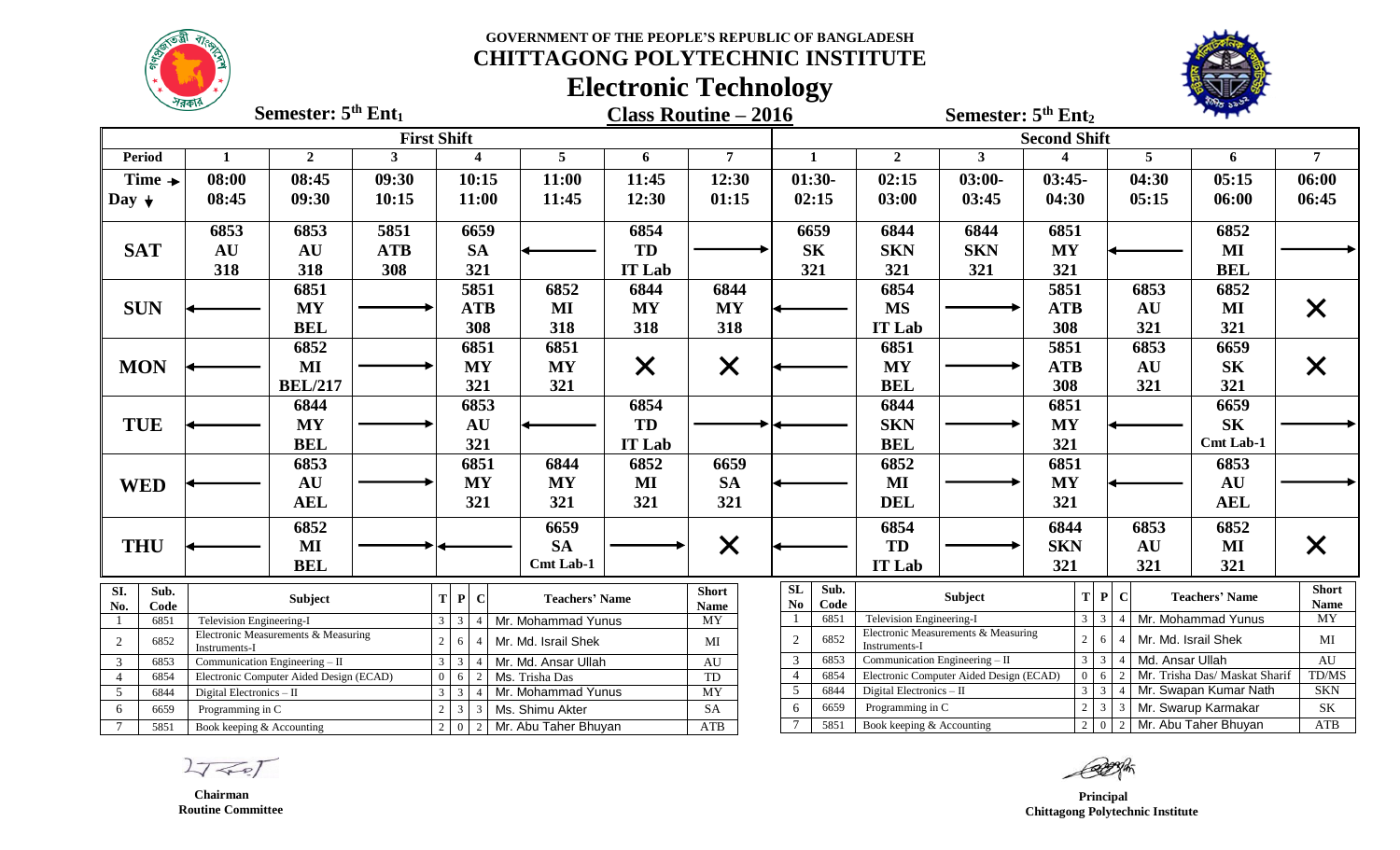**GOVERNMENT OF THE PEOPLE'S REPUBLIC OF BANGLADESH**

# CHITTAGONG POLYTECHNIC INSTITUTE

## Electronic Technology

**Semester: 5th Ent1** — **Class Routine – 2016** — **Semester: 5th Ent2**

| | First Shift | | | | | | | Second Shift | | | | | | |
|---|---|---|---|---|---|---|---|---|---|---|---|---|---|---|
| **Period** | **1** | **2** | **3** | **4** | **5** | **6** | **7** | **1** | **2** | **3** | **4** | **5** | **6** | **7** |
| **Time → / Day ↓** | 08:00 08:45 | 08:45 09:30 | 09:30 10:15 | 10:15 11:00 | 11:00 11:45 | 11:45 12:30 | 12:30 01:15 | 01:30- 02:15 | 02:15 03:00 | 03:00- 03:45 | 03:45- 04:30 | 04:30 05:15 | 05:15 06:00 | 06:00 06:45 |
| **SAT** | 6853 AU 318 | 6853 AU 318 | 5851 ATB 308 | 6659 SA 321 | ← | 6854 TD IT Lab | → | 6659 SK 321 | 6844 SKN 321 | 6844 SKN 321 | 6851 MY 321 | ← | 6852 MI BEL | → |
| **SUN** | ← | 6851 MY BEL | → | 5851 ATB 308 | 6852 MI 318 | 6844 MY 318 | 6844 MY 318 | ← | 6854 MS IT Lab | → | 5851 ATB 308 | 6853 AU 321 | 6852 MI 321 | ✕ |
| **MON** | ← | 6852 MI BEL/217 | → | 6851 MY 321 | 6851 MY 321 | ✕ | ✕ | ← | 6851 MY BEL | → | 5851 ATB 308 | 6853 AU 321 | 6659 SK 321 | ✕ |
| **TUE** | ← | 6844 MY BEL | → | 6853 AU 321 | ← | 6854 TD IT Lab | → | ← | 6844 SKN BEL | → | 6851 MY 321 | ← | 6659 SK Cmt Lab-1 | → |
| **WED** | ← | 6853 AU AEL | → | 6851 MY 321 | 6844 MY 321 | 6852 MI 321 | 6659 SA 321 | ← | 6852 MI DEL | → | 6851 MY 321 | ← | 6853 AU AEL | → |
| **THU** | ← | 6852 MI BEL | → | ← | 6659 SA Cmt Lab-1 | → | ✕ | ← | 6854 TD IT Lab | → | 6844 SKN 321 | 6853 AU 321 | 6852 MI 321 | ✕ |

| Sl. No. | Sub. Code | Subject | T | P | C | Teachers' Name | Short Name |
|---|---|---|---|---|---|---|---|
| 1 | 6851 | Television Engineering-I | 3 | 3 | 4 | Mr. Mohammad Yunus | MY |
| 2 | 6852 | Electronic Measurements & Measuring Instruments-I | 2 | 6 | 4 | Mr. Md. Israil Shek | MI |
| 3 | 6853 | Communication Engineering – II | 3 | 3 | 4 | Mr. Md. Ansar Ullah | AU |
| 4 | 6854 | Electronic Computer Aided Design (ECAD) | 0 | 6 | 2 | Ms. Trisha Das | TD |
| 5 | 6844 | Digital Electronics – II | 3 | 3 | 4 | Mr. Mohammad Yunus | MY |
| 6 | 6659 | Programming in C | 2 | 3 | 3 | Ms. Shimu Akter | SA |
| 7 | 5851 | Book keeping & Accounting | 2 | 0 | 2 | Mr. Abu Taher Bhuyan | ATB |

| SL No | Sub. Code | Subject | T | P | C | Teachers' Name | Short Name |
|---|---|---|---|---|---|---|---|
| 1 | 6851 | Television Engineering-I | 3 | 3 | 4 | Mr. Mohammad Yunus | MY |
| 2 | 6852 | Electronic Measurements & Measuring Instruments-I | 2 | 6 | 4 | Mr. Md. Israil Shek | MI |
| 3 | 6853 | Communication Engineering – II | 3 | 3 | 4 | Md. Ansar Ullah | AU |
| 4 | 6854 | Electronic Computer Aided Design (ECAD) | 0 | 6 | 2 | Mr. Trisha Das/ Maskat Sharif | TD/MS |
| 5 | 6844 | Digital Electronics – II | 3 | 3 | 4 | Mr. Swapan Kumar Nath | SKN |
| 6 | 6659 | Programming in C | 2 | 3 | 3 | Mr. Swarup Karmakar | SK |
| 7 | 5851 | Book keeping & Accounting | 2 | 0 | 2 | Mr. Abu Taher Bhuyan | ATB |

**Chairman**
**Routine Committee**

**Principal**
**Chittagong Polytechnic Institute**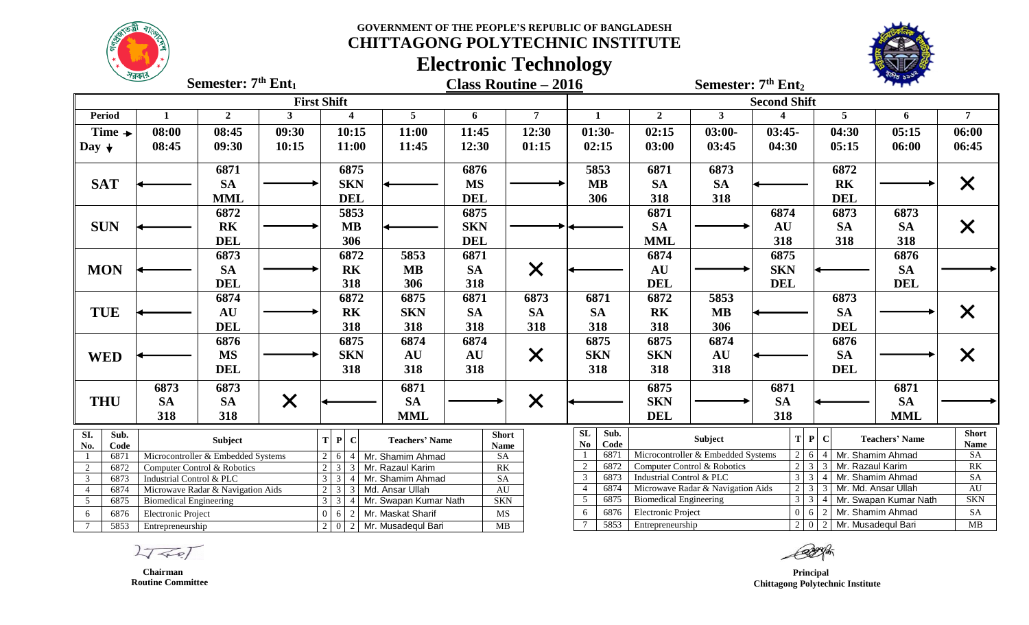GOVERNMENT OF THE PEOPLE'S REPUBLIC OF BANGLADESH

# CHITTAGONG POLYTECHNIC INSTITUTE

## Electronic Technology

**Semester: 7th Ent1** — **Class Routine – 2016** — **Semester: 7th Ent2**

| | First Shift | | | | | | | | Second Shift | | | | | | |
|---|---|---|---|---|---|---|---|---|---|---|---|---|---|---|---|
| **Period** | **1** | **2** | **3** | **4** | **5** | **6** | **7** | **1** | **2** | **3** | **4** | **5** | **6** | **7** |
| **Time →** / **Day ↓** | 08:00 08:45 | 08:45 09:30 | 09:30 10:15 | 10:15 11:00 | 11:00 11:45 | 11:45 12:30 | 12:30 01:15 | 01:30- 02:15 | 02:15 03:00 | 03:00- 03:45 | 03:45- 04:30 | 04:30 05:15 | 05:15 06:00 | 06:00 06:45 |
| **SAT** | ← | 6871 SA MML | → | 6875 SKN DEL | ← | 6876 MS DEL | → | 5853 MB 306 | 6871 SA 318 | 6873 SA 318 | ← | 6872 RK DEL | → | X |
| **SUN** | ← | 6872 RK DEL | → | 5853 MB 306 | ← | 6875 SKN DEL | → | ← | 6871 SA MML | → | 6874 AU 318 | 6873 SA 318 | 6873 SA 318 | X |
| **MON** | ← | 6873 SA DEL | → | 6872 RK 318 | 5853 MB 306 | 6871 SA 318 | X | ← | 6874 AU DEL | → | 6875 SKN DEL | ← | 6876 SA DEL | → |
| **TUE** | ← | 6874 AU DEL | → | 6872 RK 318 | 6875 SKN 318 | 6871 SA 318 | 6873 SA 318 | 6871 SA 318 | 6872 RK 318 | 5853 MB 306 | ← | 6873 SA DEL | → | X |
| **WED** | ← | 6876 MS DEL | → | 6875 SKN 318 | 6874 AU 318 | 6874 AU 318 | X | 6875 SKN 318 | 6875 SKN 318 | 6874 AU 318 | ← | 6876 SA DEL | → | X |
| **THU** | 6873 SA 318 | 6873 SA 318 | X | ← | 6871 SA MML | → | X | ← | 6875 SKN DEL | → | 6871 SA 318 | ← | 6871 SA MML | → |

**Semester: 7th Ent1**

| SI. No. | Sub. Code | Subject | T | P | C | Teachers' Name | Short Name |
|---|---|---|---|---|---|---|---|
| 1 | 6871 | Microcontroller & Embedded Systems | 2 | 6 | 4 | Mr. Shamim Ahmad | SA |
| 2 | 6872 | Computer Control & Robotics | 2 | 3 | 3 | Mr. Razaul Karim | RK |
| 3 | 6873 | Industrial Control & PLC | 3 | 3 | 4 | Mr. Shamim Ahmad | SA |
| 4 | 6874 | Microwave Radar & Navigation Aids | 2 | 3 | 3 | Md. Ansar Ullah | AU |
| 5 | 6875 | Biomedical Engineering | 3 | 3 | 4 | Mr. Swapan Kumar Nath | SKN |
| 6 | 6876 | Electronic Project | 0 | 6 | 2 | Mr. Maskat Sharif | MS |
| 7 | 5853 | Entrepreneurship | 2 | 0 | 2 | Mr. Musadequl Bari | MB |

**Semester: 7th Ent2**

| SL No | Sub. Code | Subject | T | P | C | Teachers' Name | Short Name |
|---|---|---|---|---|---|---|---|
| 1 | 6871 | Microcontroller & Embedded Systems | 2 | 6 | 4 | Mr. Shamim Ahmad | SA |
| 2 | 6872 | Computer Control & Robotics | 2 | 3 | 3 | Mr. Razaul Karim | RK |
| 3 | 6873 | Industrial Control & PLC | 3 | 3 | 4 | Mr. Shamim Ahmad | SA |
| 4 | 6874 | Microwave Radar & Navigation Aids | 2 | 3 | 3 | Mr. Md. Ansar Ullah | AU |
| 5 | 6875 | Biomedical Engineering | 3 | 3 | 4 | Mr. Swapan Kumar Nath | SKN |
| 6 | 6876 | Electronic Project | 0 | 6 | 2 | Mr. Shamim Ahmad | SA |
| 7 | 5853 | Entrepreneurship | 2 | 0 | 2 | Mr. Musadequl Bari | MB |

**Chairman**
**Routine Committee**

**Principal**
**Chittagong Polytechnic Institute**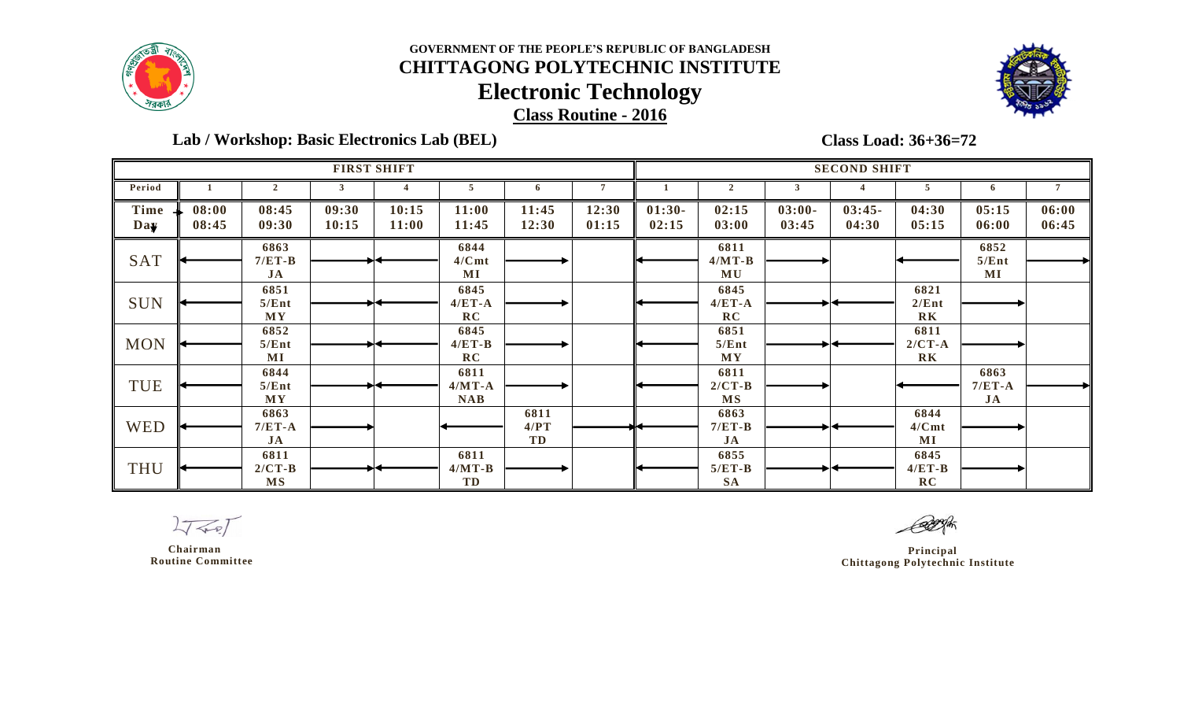**GOVERNMENT OF THE PEOPLE'S REPUBLIC OF BANGLADESH**

# CHITTAGONG POLYTECHNIC INSTITUTE

## Electronic Technology

**Class Routine - 2016**

**Lab / Workshop: Basic Electronics Lab (BEL)**

**Class Load: 36+36=72**

| | FIRST SHIFT | | | | | | | SECOND SHIFT | | | | | | |
|---|---|---|---|---|---|---|---|---|---|---|---|---|---|---|
| **Period** | 1 | 2 | 3 | 4 | 5 | 6 | 7 | 1 | 2 | 3 | 4 | 5 | 6 | 7 |
| **Time → / Day ↓** | 08:00 08:45 | 08:45 09:30 | 09:30 10:15 | 10:15 11:00 | 11:00 11:45 | 11:45 12:30 | 12:30 01:15 | 01:30- 02:15 | 02:15 03:00 | 03:00- 03:45 | 03:45- 04:30 | 04:30 05:15 | 05:15 06:00 | 06:00 06:45 |
| SAT | ← | 6863 7/ET-B JA | → | ← | 6844 4/Cmt MI | → | | ← | 6811 4/MT-B MU | → | | ← | 6852 5/Ent MI | → |
| SUN | ← | 6851 5/Ent MY | → | ← | 6845 4/ET-A RC | → | | ← | 6845 4/ET-A RC | → | ← | 6821 2/Ent RK | → | |
| MON | ← | 6852 5/Ent MI | → | ← | 6845 4/ET-B RC | → | | ← | 6851 5/Ent MY | → | ← | 6811 2/CT-A RK | → | |
| TUE | ← | 6844 5/Ent MY | → | ← | 6811 4/MT-A NAB | → | | ← | 6811 2/CT-B MS | → | | ← | 6863 7/ET-A JA | → |
| WED | ← | 6863 7/ET-A JA | → | | ← | 6811 4/PT TD | → | ← | 6863 7/ET-B JA | → | ← | 6844 4/Cmt MI | → | |
| THU | ← | 6811 2/CT-B MS | → | ← | 6811 4/MT-B TD | → | | ← | 6855 5/ET-B SA | → | ← | 6845 4/ET-B RC | → | |

Chairman
Routine Committee

Principal
Chittagong Polytechnic Institute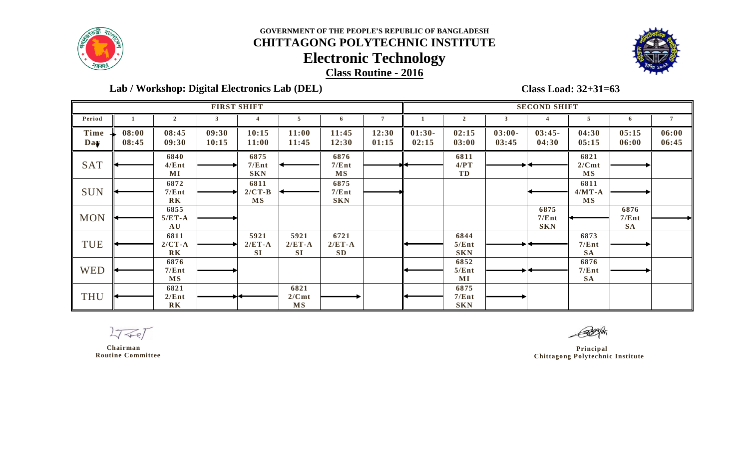**GOVERNMENT OF THE PEOPLE'S REPUBLIC OF BANGLADESH**

# CHITTAGONG POLYTECHNIC INSTITUTE

## Electronic Technology

**Class Routine - 2016**

**Lab / Workshop: Digital Electronics Lab (DEL)** **Class Load: 32+31=63**

| | FIRST SHIFT | | | | | | | SECOND SHIFT | | | | | | |
|---|---|---|---|---|---|---|---|---|---|---|---|---|---|---|
| **Period** | 1 | 2 | 3 | 4 | 5 | 6 | 7 | 1 | 2 | 3 | 4 | 5 | 6 | 7 |
| **Time / Day** | 08:00 08:45 | 08:45 09:30 | 09:30 10:15 | 10:15 11:00 | 11:00 11:45 | 11:45 12:30 | 12:30 01:15 | 01:30- 02:15 | 02:15 03:00 | 03:00- 03:45 | 03:45- 04:30 | 04:30 05:15 | 05:15 06:00 | 06:00 06:45 |
| SAT | ← | 6840 4/Ent MI | → | 6875 7/Ent SKN | ← | 6876 7/Ent MS | → | ← | 6811 4/PT TD | → | ← | 6821 2/Cmt MS | → | |
| SUN | ← | 6872 7/Ent RK | → | 6811 2/CT-B MS | ← | 6875 7/Ent SKN | → | | | | ← | 6811 4/MT-A MS | → | |
| MON | ← | 6855 5/ET-A AU | → | | | | | | | | 6875 7/Ent SKN | ← | 6876 7/Ent SA | → |
| TUE | ← | 6811 2/CT-A RK | → | 5921 2/ET-A SI | 5921 2/ET-A SI | 6721 2/ET-A SD | | ← | 6844 5/Ent SKN | → | ← | 6873 7/Ent SA | → | |
| WED | ← | 6876 7/Ent MS | → | | | | | ← | 6852 5/Ent MI | → | ← | 6876 7/Ent SA | → | |
| THU | ← | 6821 2/Ent RK | → | ← | 6821 2/Cmt MS | → | | ← | 6875 7/Ent SKN | → | | | | |

**Chairman**
**Routine Committee**

**Principal**
**Chittagong Polytechnic Institute**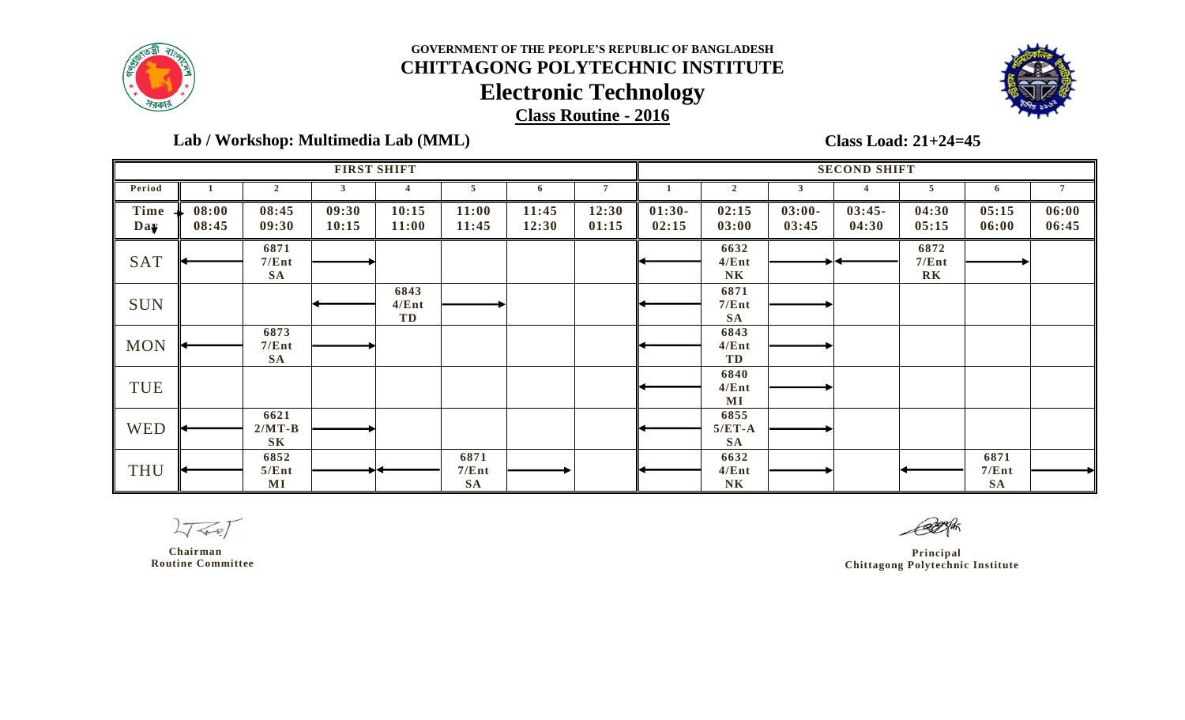**GOVERNMENT OF THE PEOPLE'S REPUBLIC OF BANGLADESH**

# CHITTAGONG POLYTECHNIC INSTITUTE

## Electronic Technology

**Class Routine - 2016**

**Lab / Workshop: Multimedia Lab (MML)**

**Class Load: 21+24=45**

| | FIRST SHIFT | | | | | | | SECOND SHIFT | | | | | | |
|---|---|---|---|---|---|---|---|---|---|---|---|---|---|---|
| **Period** | 1 | 2 | 3 | 4 | 5 | 6 | 7 | 1 | 2 | 3 | 4 | 5 | 6 | 7 |
| **Time / Day** | 08:00 08:45 | 08:45 09:30 | 09:30 10:15 | 10:15 11:00 | 11:00 11:45 | 11:45 12:30 | 12:30 01:15 | 01:30- 02:15 | 02:15 03:00 | 03:00- 03:45 | 03:45- 04:30 | 04:30 05:15 | 05:15 06:00 | 06:00 06:45 |
| SAT | ← | 6871 7/Ent SA | → | | | | | ← | 6632 4/Ent NK | → | ← | 6872 7/Ent RK | → | |
| SUN | | | ← | 6843 4/Ent TD | → | | | ← | 6871 7/Ent SA | → | | | | |
| MON | ← | 6873 7/Ent SA | → | | | | | ← | 6843 4/Ent TD | → | | | | |
| TUE | | | | | | | | ← | 6840 4/Ent MI | → | | | | |
| WED | ← | 6621 2/MT-B SK | → | | | | | ← | 6855 5/ET-A SA | → | | | | |
| THU | ← | 6852 5/Ent MI | → | ← | 6871 7/Ent SA | → | | ← | 6632 4/Ent NK | → | | ← | 6871 7/Ent SA | → |

**Chairman**
**Routine Committee**

**Principal**
**Chittagong Polytechnic Institute**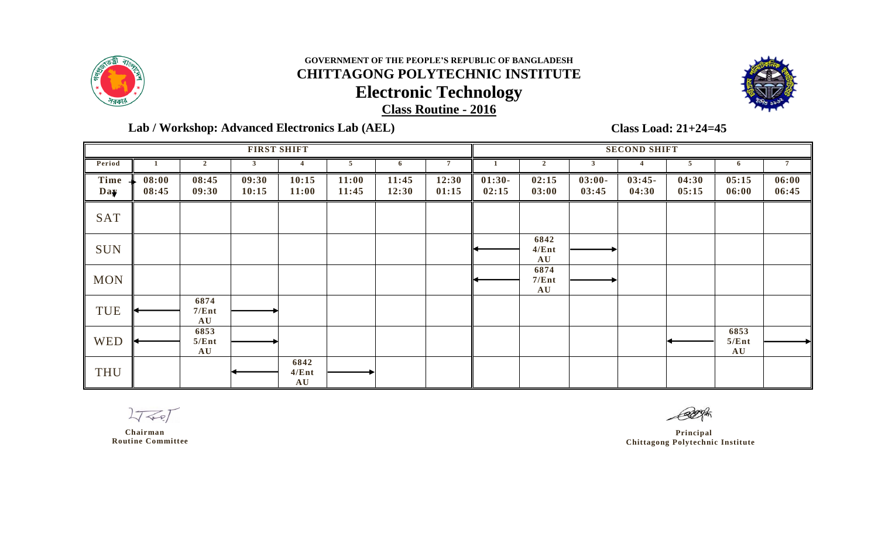GOVERNMENT OF THE PEOPLE'S REPUBLIC OF BANGLADESH

# CHITTAGONG POLYTECHNIC INSTITUTE

## Electronic Technology

**Class Routine - 2016**

**Lab / Workshop: Advanced Electronics Lab (AEL)**

**Class Load: 21+24=45**

| | FIRST SHIFT | | | | | | | SECOND SHIFT | | | | | | |
|---|---|---|---|---|---|---|---|---|---|---|---|---|---|---|
| Period | 1 | 2 | 3 | 4 | 5 | 6 | 7 | 1 | 2 | 3 | 4 | 5 | 6 | 7 |
| Time → / Day ↓ | 08:00 08:45 | 08:45 09:30 | 09:30 10:15 | 10:15 11:00 | 11:00 11:45 | 11:45 12:30 | 12:30 01:15 | 01:30- 02:15 | 02:15 03:00 | 03:00- 03:45 | 03:45- 04:30 | 04:30 05:15 | 05:15 06:00 | 06:00 06:45 |
| SAT | | | | | | | | | | | | | | |
| SUN | | | | | | | | ← | 6842 4/Ent AU | → | | | | |
| MON | | | | | | | | ← | 6874 7/Ent AU | → | | | | |
| TUE | ← | 6874 7/Ent AU | → | | | | | | | | | | | |
| WED | ← | 6853 5/Ent AU | → | | | | | | | | | ← | 6853 5/Ent AU | → |
| THU | | | ← | 6842 4/Ent AU | → | | | | | | | | | |

**Chairman**
**Routine Committee**

**Principal**
**Chittagong Polytechnic Institute**